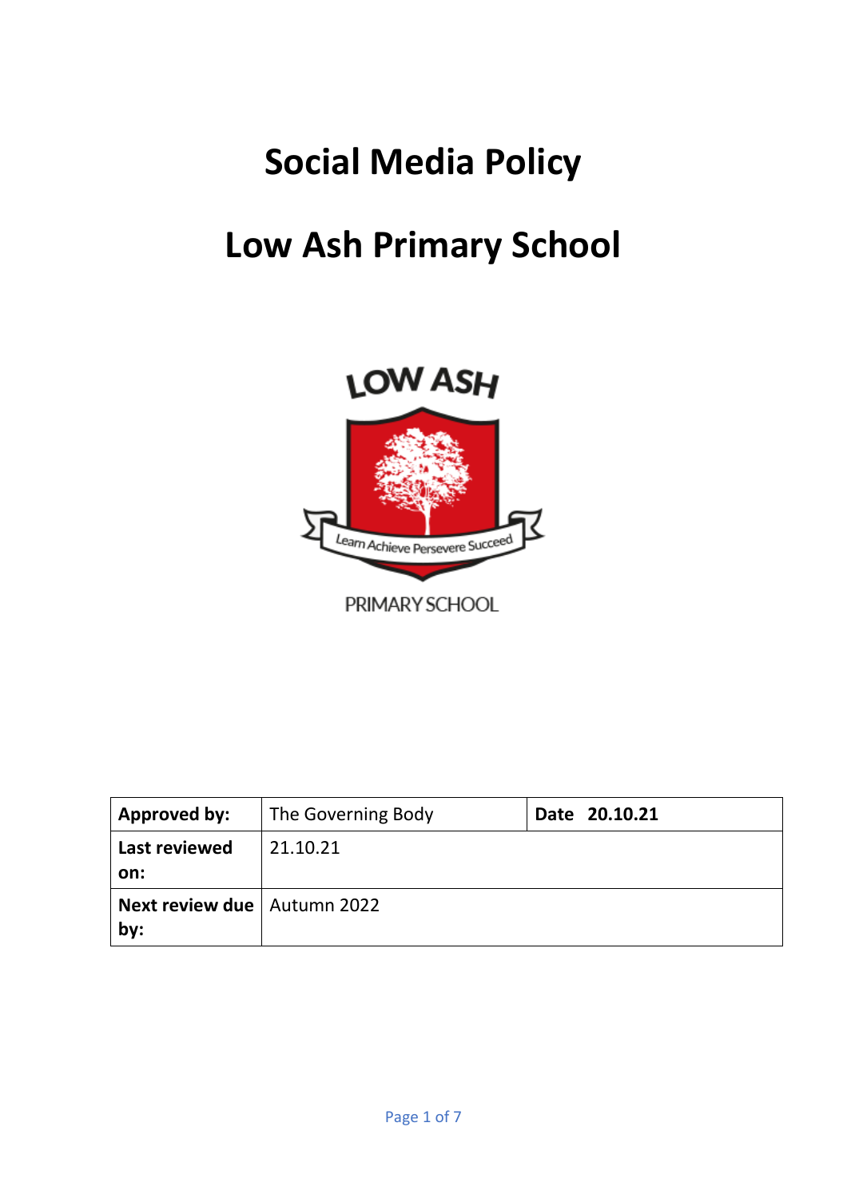# Social Media Policy

# Low Ash Primary School

| Approved by: | The Governing Body | Date 20.10.21 |
|---|---|---|
| Last reviewed on: | 21.10.21 | |
| Next review due by: | Autumn 2022 | |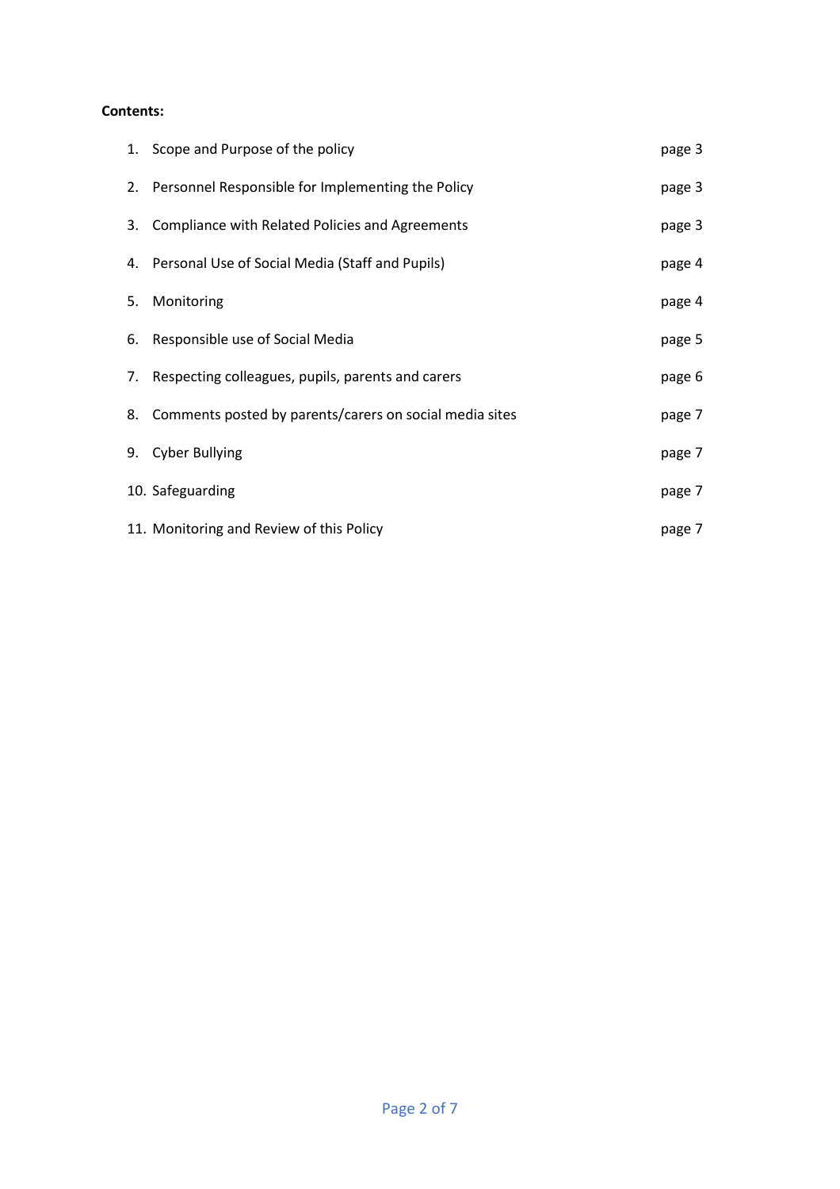**Contents:**

| | |
|---|---|
| 1. Scope and Purpose of the policy | page 3 |
| 2. Personnel Responsible for Implementing the Policy | page 3 |
| 3. Compliance with Related Policies and Agreements | page 3 |
| 4. Personal Use of Social Media (Staff and Pupils) | page 4 |
| 5. Monitoring | page 4 |
| 6. Responsible use of Social Media | page 5 |
| 7. Respecting colleagues, pupils, parents and carers | page 6 |
| 8. Comments posted by parents/carers on social media sites | page 7 |
| 9. Cyber Bullying | page 7 |
| 10. Safeguarding | page 7 |
| 11. Monitoring and Review of this Policy | page 7 |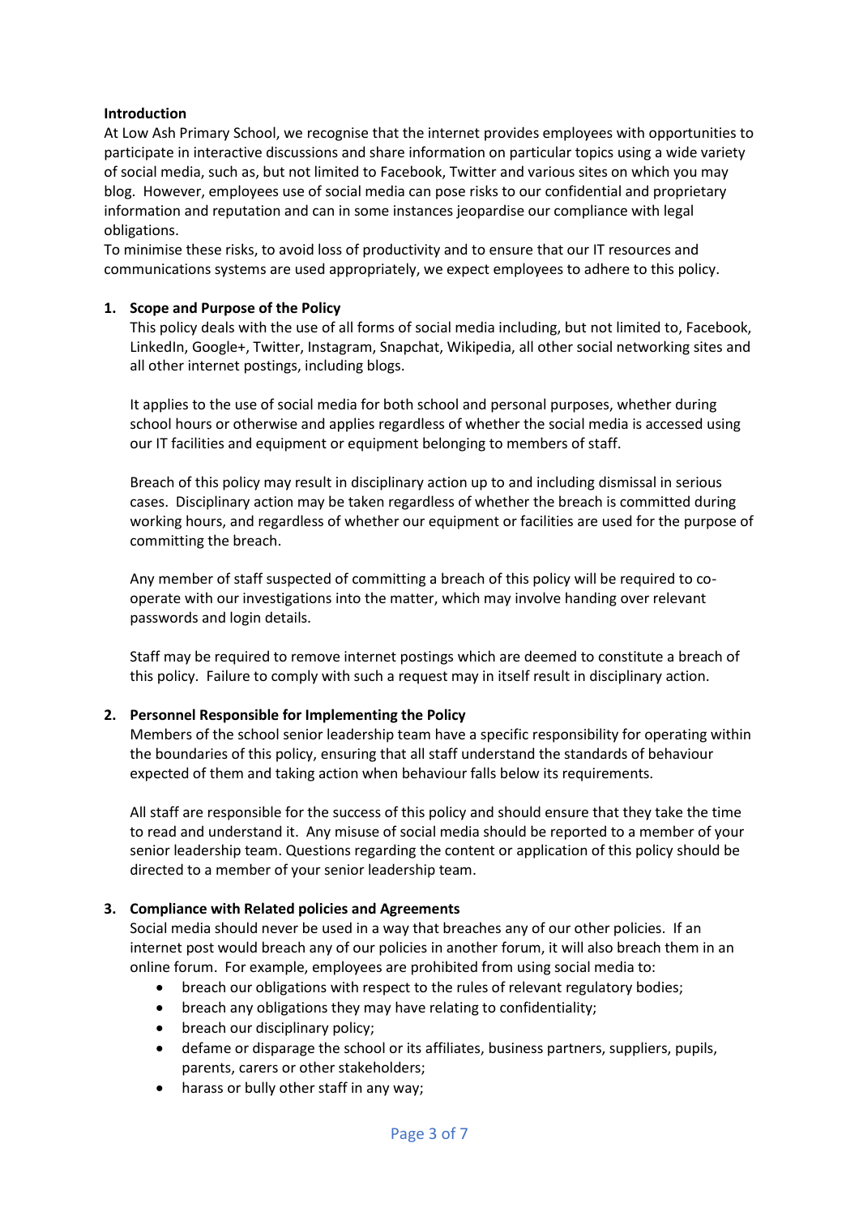**Introduction**

At Low Ash Primary School, we recognise that the internet provides employees with opportunities to participate in interactive discussions and share information on particular topics using a wide variety of social media, such as, but not limited to Facebook, Twitter and various sites on which you may blog. However, employees use of social media can pose risks to our confidential and proprietary information and reputation and can in some instances jeopardise our compliance with legal obligations.

To minimise these risks, to avoid loss of productivity and to ensure that our IT resources and communications systems are used appropriately, we expect employees to adhere to this policy.

1. **Scope and Purpose of the Policy**

   This policy deals with the use of all forms of social media including, but not limited to, Facebook, LinkedIn, Google+, Twitter, Instagram, Snapchat, Wikipedia, all other social networking sites and all other internet postings, including blogs.

   It applies to the use of social media for both school and personal purposes, whether during school hours or otherwise and applies regardless of whether the social media is accessed using our IT facilities and equipment or equipment belonging to members of staff.

   Breach of this policy may result in disciplinary action up to and including dismissal in serious cases. Disciplinary action may be taken regardless of whether the breach is committed during working hours, and regardless of whether our equipment or facilities are used for the purpose of committing the breach.

   Any member of staff suspected of committing a breach of this policy will be required to co-operate with our investigations into the matter, which may involve handing over relevant passwords and login details.

   Staff may be required to remove internet postings which are deemed to constitute a breach of this policy. Failure to comply with such a request may in itself result in disciplinary action.

2. **Personnel Responsible for Implementing the Policy**

   Members of the school senior leadership team have a specific responsibility for operating within the boundaries of this policy, ensuring that all staff understand the standards of behaviour expected of them and taking action when behaviour falls below its requirements.

   All staff are responsible for the success of this policy and should ensure that they take the time to read and understand it. Any misuse of social media should be reported to a member of your senior leadership team. Questions regarding the content or application of this policy should be directed to a member of your senior leadership team.

3. **Compliance with Related policies and Agreements**

   Social media should never be used in a way that breaches any of our other policies. If an internet post would breach any of our policies in another forum, it will also breach them in an online forum. For example, employees are prohibited from using social media to:

   - breach our obligations with respect to the rules of relevant regulatory bodies;
   - breach any obligations they may have relating to confidentiality;
   - breach our disciplinary policy;
   - defame or disparage the school or its affiliates, business partners, suppliers, pupils, parents, carers or other stakeholders;
   - harass or bully other staff in any way;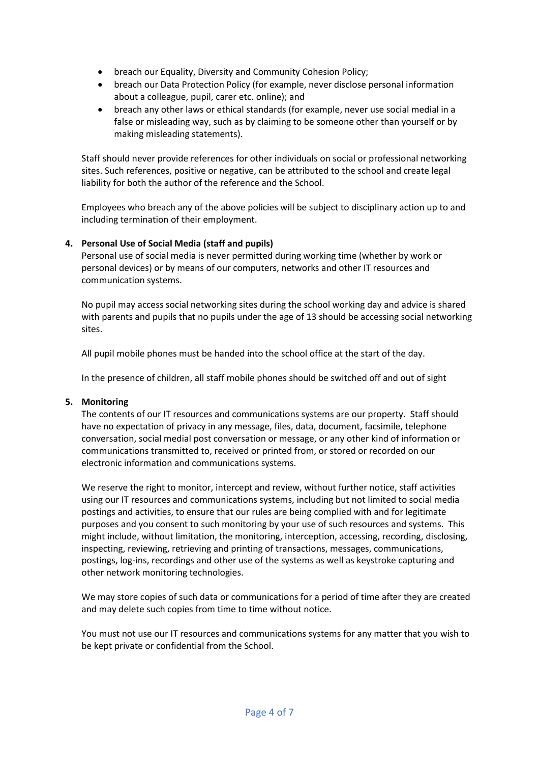- breach our Equality, Diversity and Community Cohesion Policy;
- breach our Data Protection Policy (for example, never disclose personal information about a colleague, pupil, carer etc. online); and
- breach any other laws or ethical standards (for example, never use social medial in a false or misleading way, such as by claiming to be someone other than yourself or by making misleading statements).

Staff should never provide references for other individuals on social or professional networking sites. Such references, positive or negative, can be attributed to the school and create legal liability for both the author of the reference and the School.

Employees who breach any of the above policies will be subject to disciplinary action up to and including termination of their employment.

## 4. Personal Use of Social Media (staff and pupils)

Personal use of social media is never permitted during working time (whether by work or personal devices) or by means of our computers, networks and other IT resources and communication systems.

No pupil may access social networking sites during the school working day and advice is shared with parents and pupils that no pupils under the age of 13 should be accessing social networking sites.

All pupil mobile phones must be handed into the school office at the start of the day.

In the presence of children, all staff mobile phones should be switched off and out of sight

## 5. Monitoring

The contents of our IT resources and communications systems are our property. Staff should have no expectation of privacy in any message, files, data, document, facsimile, telephone conversation, social medial post conversation or message, or any other kind of information or communications transmitted to, received or printed from, or stored or recorded on our electronic information and communications systems.

We reserve the right to monitor, intercept and review, without further notice, staff activities using our IT resources and communications systems, including but not limited to social media postings and activities, to ensure that our rules are being complied with and for legitimate purposes and you consent to such monitoring by your use of such resources and systems. This might include, without limitation, the monitoring, interception, accessing, recording, disclosing, inspecting, reviewing, retrieving and printing of transactions, messages, communications, postings, log-ins, recordings and other use of the systems as well as keystroke capturing and other network monitoring technologies.

We may store copies of such data or communications for a period of time after they are created and may delete such copies from time to time without notice.

You must not use our IT resources and communications systems for any matter that you wish to be kept private or confidential from the School.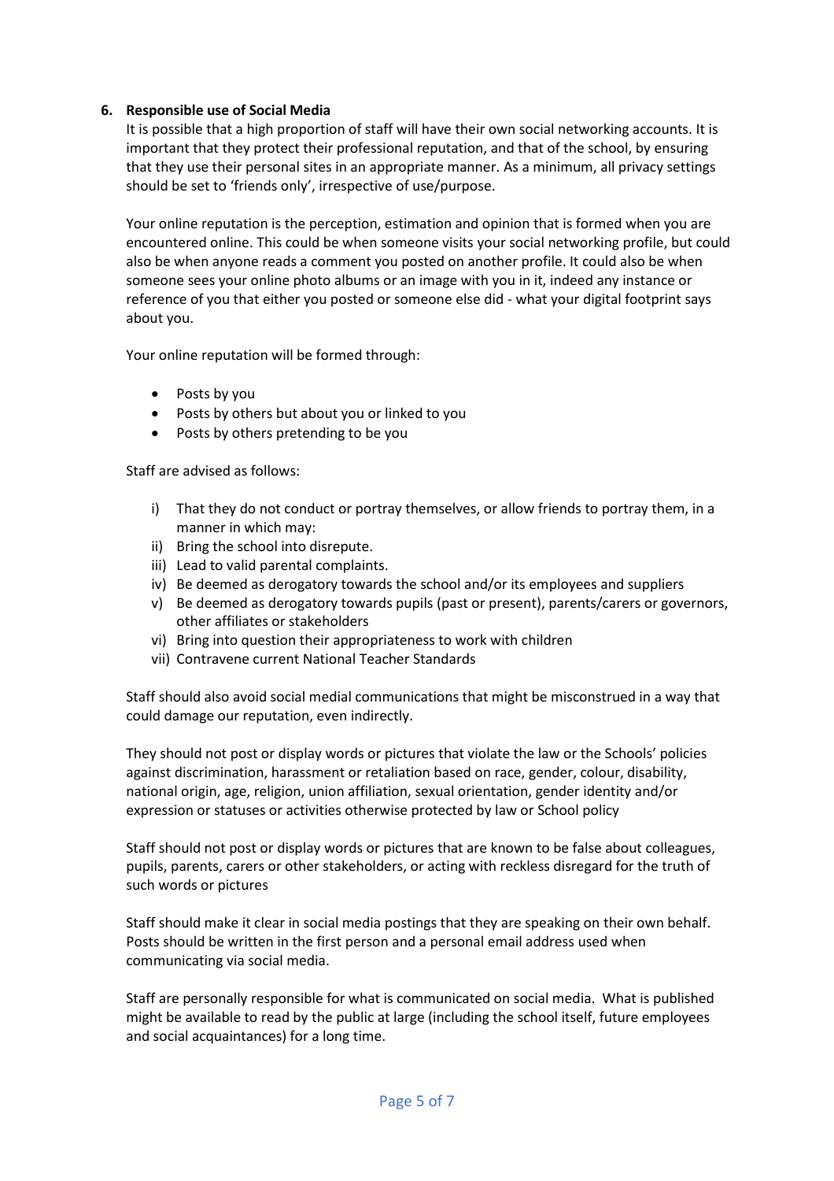## 6. Responsible use of Social Media

It is possible that a high proportion of staff will have their own social networking accounts. It is important that they protect their professional reputation, and that of the school, by ensuring that they use their personal sites in an appropriate manner. As a minimum, all privacy settings should be set to 'friends only', irrespective of use/purpose.

Your online reputation is the perception, estimation and opinion that is formed when you are encountered online. This could be when someone visits your social networking profile, but could also be when anyone reads a comment you posted on another profile. It could also be when someone sees your online photo albums or an image with you in it, indeed any instance or reference of you that either you posted or someone else did - what your digital footprint says about you.

Your online reputation will be formed through:

- Posts by you
- Posts by others but about you or linked to you
- Posts by others pretending to be you

Staff are advised as follows:

i) That they do not conduct or portray themselves, or allow friends to portray them, in a manner in which may:
ii) Bring the school into disrepute.
iii) Lead to valid parental complaints.
iv) Be deemed as derogatory towards the school and/or its employees and suppliers
v) Be deemed as derogatory towards pupils (past or present), parents/carers or governors, other affiliates or stakeholders
vi) Bring into question their appropriateness to work with children
vii) Contravene current National Teacher Standards

Staff should also avoid social medial communications that might be misconstrued in a way that could damage our reputation, even indirectly.

They should not post or display words or pictures that violate the law or the Schools' policies against discrimination, harassment or retaliation based on race, gender, colour, disability, national origin, age, religion, union affiliation, sexual orientation, gender identity and/or expression or statuses or activities otherwise protected by law or School policy

Staff should not post or display words or pictures that are known to be false about colleagues, pupils, parents, carers or other stakeholders, or acting with reckless disregard for the truth of such words or pictures

Staff should make it clear in social media postings that they are speaking on their own behalf. Posts should be written in the first person and a personal email address used when communicating via social media.

Staff are personally responsible for what is communicated on social media. What is published might be available to read by the public at large (including the school itself, future employees and social acquaintances) for a long time.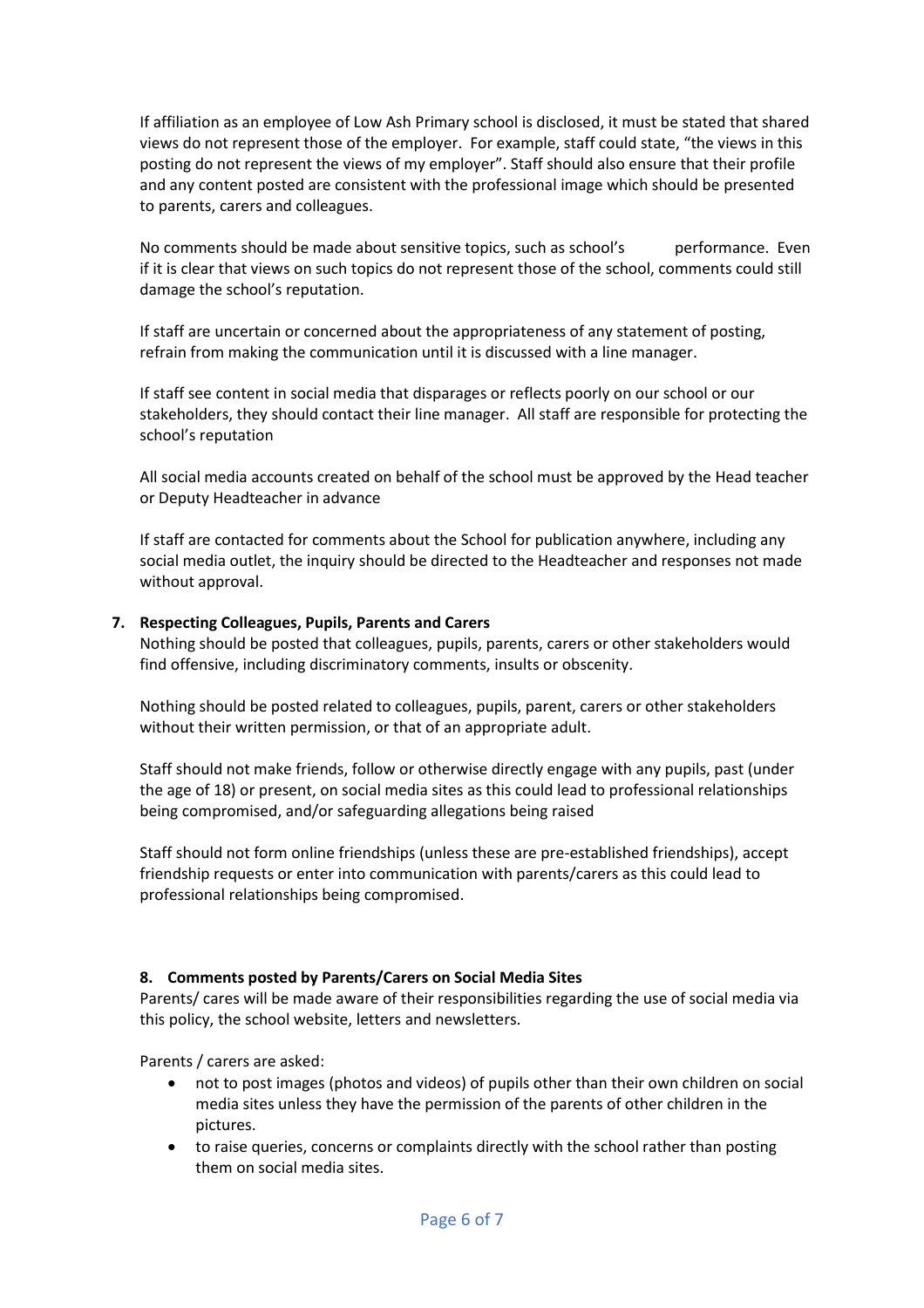If affiliation as an employee of Low Ash Primary school is disclosed, it must be stated that shared views do not represent those of the employer. For example, staff could state, "the views in this posting do not represent the views of my employer". Staff should also ensure that their profile and any content posted are consistent with the professional image which should be presented to parents, carers and colleagues.

No comments should be made about sensitive topics, such as school's performance. Even if it is clear that views on such topics do not represent those of the school, comments could still damage the school's reputation.

If staff are uncertain or concerned about the appropriateness of any statement of posting, refrain from making the communication until it is discussed with a line manager.

If staff see content in social media that disparages or reflects poorly on our school or our stakeholders, they should contact their line manager. All staff are responsible for protecting the school's reputation

All social media accounts created on behalf of the school must be approved by the Head teacher or Deputy Headteacher in advance

If staff are contacted for comments about the School for publication anywhere, including any social media outlet, the inquiry should be directed to the Headteacher and responses not made without approval.

## 7. Respecting Colleagues, Pupils, Parents and Carers

Nothing should be posted that colleagues, pupils, parents, carers or other stakeholders would find offensive, including discriminatory comments, insults or obscenity.

Nothing should be posted related to colleagues, pupils, parent, carers or other stakeholders without their written permission, or that of an appropriate adult.

Staff should not make friends, follow or otherwise directly engage with any pupils, past (under the age of 18) or present, on social media sites as this could lead to professional relationships being compromised, and/or safeguarding allegations being raised

Staff should not form online friendships (unless these are pre-established friendships), accept friendship requests or enter into communication with parents/carers as this could lead to professional relationships being compromised.

## 8. Comments posted by Parents/Carers on Social Media Sites

Parents/ cares will be made aware of their responsibilities regarding the use of social media via this policy, the school website, letters and newsletters.

Parents / carers are asked:

- not to post images (photos and videos) of pupils other than their own children on social media sites unless they have the permission of the parents of other children in the pictures.
- to raise queries, concerns or complaints directly with the school rather than posting them on social media sites.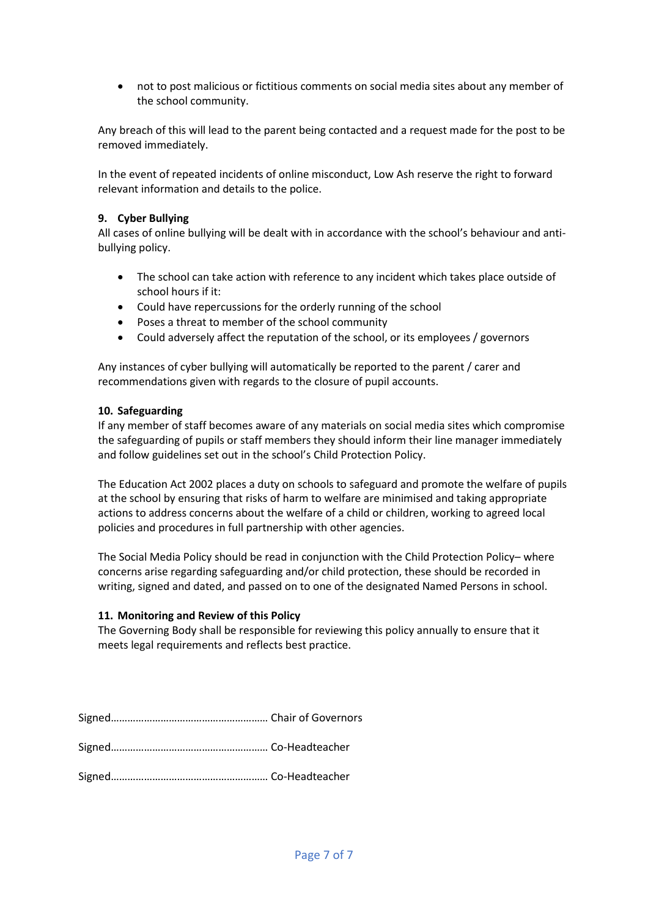- not to post malicious or fictitious comments on social media sites about any member of the school community.

Any breach of this will lead to the parent being contacted and a request made for the post to be removed immediately.

In the event of repeated incidents of online misconduct, Low Ash reserve the right to forward relevant information and details to the police.

## 9. Cyber Bullying

All cases of online bullying will be dealt with in accordance with the school's behaviour and anti-bullying policy.

- The school can take action with reference to any incident which takes place outside of school hours if it:
- Could have repercussions for the orderly running of the school
- Poses a threat to member of the school community
- Could adversely affect the reputation of the school, or its employees / governors

Any instances of cyber bullying will automatically be reported to the parent / carer and recommendations given with regards to the closure of pupil accounts.

## 10. Safeguarding

If any member of staff becomes aware of any materials on social media sites which compromise the safeguarding of pupils or staff members they should inform their line manager immediately and follow guidelines set out in the school's Child Protection Policy.

The Education Act 2002 places a duty on schools to safeguard and promote the welfare of pupils at the school by ensuring that risks of harm to welfare are minimised and taking appropriate actions to address concerns about the welfare of a child or children, working to agreed local policies and procedures in full partnership with other agencies.

The Social Media Policy should be read in conjunction with the Child Protection Policy– where concerns arise regarding safeguarding and/or child protection, these should be recorded in writing, signed and dated, and passed on to one of the designated Named Persons in school.

## 11. Monitoring and Review of this Policy

The Governing Body shall be responsible for reviewing this policy annually to ensure that it meets legal requirements and reflects best practice.

Signed………………………………………………… Chair of Governors

Signed………………………………………………… Co-Headteacher

Signed………………………………………………… Co-Headteacher